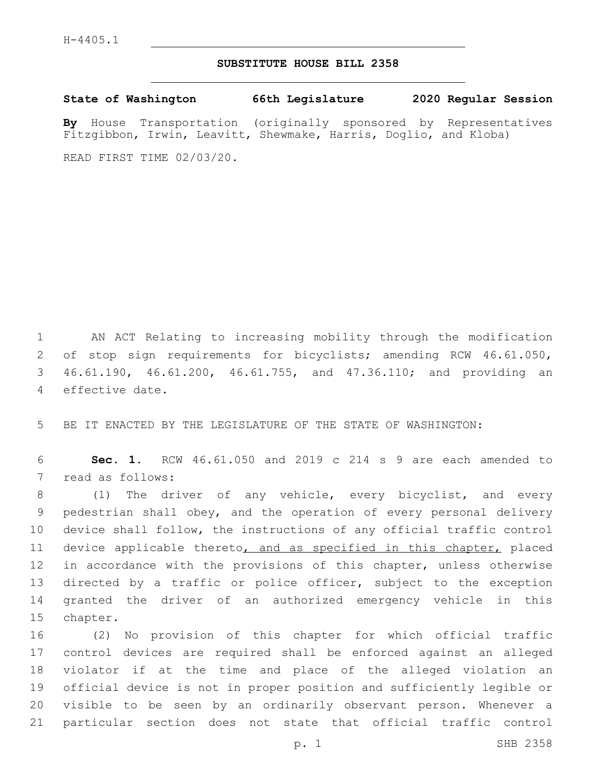H-4405.1

## SUBSTITUTE HOUSE BILL 2358

**State of Washington 66th Legislature 2020 Regular Session**

**By** House Transportation (originally sponsored by Representatives Fitzgibbon, Irwin, Leavitt, Shewmake, Harris, Doglio, and Kloba)

READ FIRST TIME 02/03/20.

AN ACT Relating to increasing mobility through the modification of stop sign requirements for bicyclists; amending RCW 46.61.050, 46.61.190, 46.61.200, 46.61.755, and 47.36.110; and providing an effective date.

BE IT ENACTED BY THE LEGISLATURE OF THE STATE OF WASHINGTON:

**Sec. 1.** RCW 46.61.050 and 2019 c 214 s 9 are each amended to read as follows:

(1) The driver of any vehicle, every bicyclist, and every pedestrian shall obey, and the operation of every personal delivery device shall follow, the instructions of any official traffic control device applicable thereto<u>, and as specified in this chapter,</u> placed in accordance with the provisions of this chapter, unless otherwise directed by a traffic or police officer, subject to the exception granted the driver of an authorized emergency vehicle in this chapter.

(2) No provision of this chapter for which official traffic control devices are required shall be enforced against an alleged violator if at the time and place of the alleged violation an official device is not in proper position and sufficiently legible or visible to be seen by an ordinarily observant person. Whenever a particular section does not state that official traffic control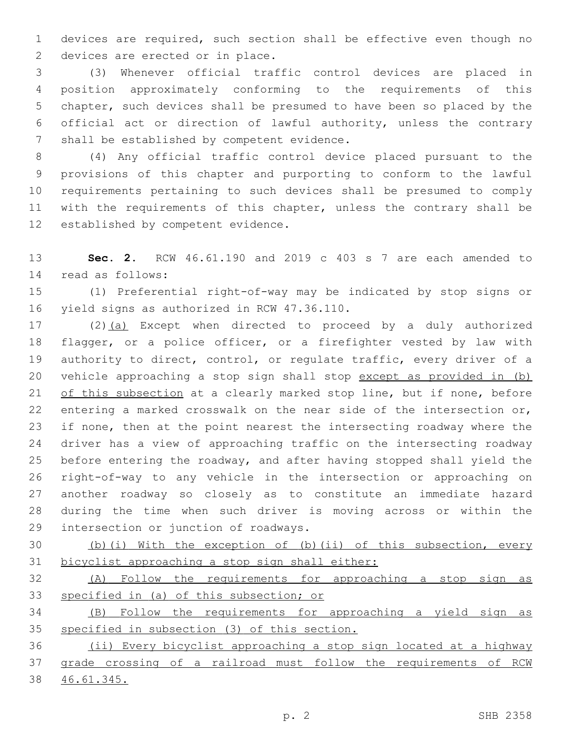devices are required, such section shall be effective even though no devices are erected or in place.

(3) Whenever official traffic control devices are placed in position approximately conforming to the requirements of this chapter, such devices shall be presumed to have been so placed by the official act or direction of lawful authority, unless the contrary shall be established by competent evidence.

(4) Any official traffic control device placed pursuant to the provisions of this chapter and purporting to conform to the lawful requirements pertaining to such devices shall be presumed to comply with the requirements of this chapter, unless the contrary shall be established by competent evidence.

**Sec. 2.** RCW 46.61.190 and 2019 c 403 s 7 are each amended to read as follows:

(1) Preferential right-of-way may be indicated by stop signs or yield signs as authorized in RCW 47.36.110.

(2)<u>(a)</u> Except when directed to proceed by a duly authorized flagger, or a police officer, or a firefighter vested by law with authority to direct, control, or regulate traffic, every driver of a vehicle approaching a stop sign shall stop <u>except as provided in (b) of this subsection</u> at a clearly marked stop line, but if none, before entering a marked crosswalk on the near side of the intersection or, if none, then at the point nearest the intersecting roadway where the driver has a view of approaching traffic on the intersecting roadway before entering the roadway, and after having stopped shall yield the right-of-way to any vehicle in the intersection or approaching on another roadway so closely as to constitute an immediate hazard during the time when such driver is moving across or within the intersection or junction of roadways.

<u>(b)(i) With the exception of (b)(ii) of this subsection, every bicyclist approaching a stop sign shall either:</u>

<u>(A) Follow the requirements for approaching a stop sign as specified in (a) of this subsection; or</u>

<u>(B) Follow the requirements for approaching a yield sign as specified in subsection (3) of this section.</u>

<u>(ii) Every bicyclist approaching a stop sign located at a highway grade crossing of a railroad must follow the requirements of RCW 46.61.345.</u>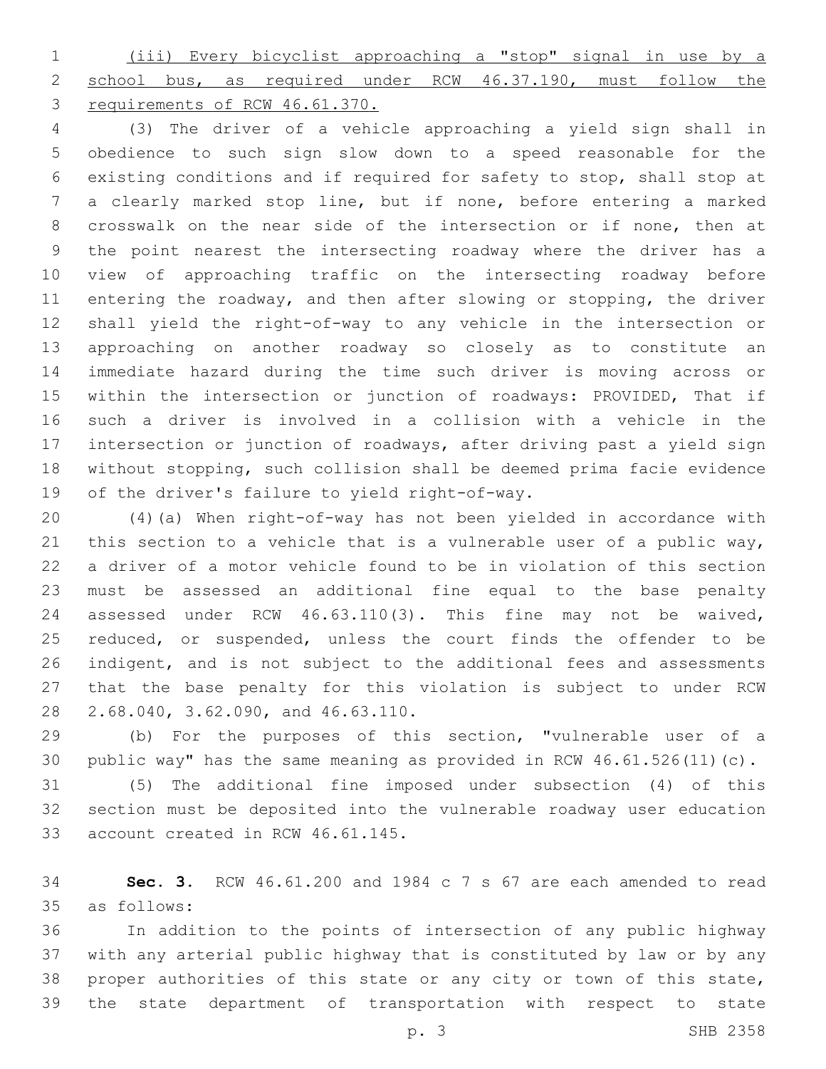(iii) Every bicyclist approaching a "stop" signal in use by a school bus, as required under RCW 46.37.190, must follow the requirements of RCW 46.61.370.

(3) The driver of a vehicle approaching a yield sign shall in obedience to such sign slow down to a speed reasonable for the existing conditions and if required for safety to stop, shall stop at a clearly marked stop line, but if none, before entering a marked crosswalk on the near side of the intersection or if none, then at the point nearest the intersecting roadway where the driver has a view of approaching traffic on the intersecting roadway before entering the roadway, and then after slowing or stopping, the driver shall yield the right-of-way to any vehicle in the intersection or approaching on another roadway so closely as to constitute an immediate hazard during the time such driver is moving across or within the intersection or junction of roadways: PROVIDED, That if such a driver is involved in a collision with a vehicle in the intersection or junction of roadways, after driving past a yield sign without stopping, such collision shall be deemed prima facie evidence of the driver's failure to yield right-of-way.

(4)(a) When right-of-way has not been yielded in accordance with this section to a vehicle that is a vulnerable user of a public way, a driver of a motor vehicle found to be in violation of this section must be assessed an additional fine equal to the base penalty assessed under RCW 46.63.110(3). This fine may not be waived, reduced, or suspended, unless the court finds the offender to be indigent, and is not subject to the additional fees and assessments that the base penalty for this violation is subject to under RCW 2.68.040, 3.62.090, and 46.63.110.

(b) For the purposes of this section, "vulnerable user of a public way" has the same meaning as provided in RCW 46.61.526(11)(c).

(5) The additional fine imposed under subsection (4) of this section must be deposited into the vulnerable roadway user education account created in RCW 46.61.145.

**Sec. 3.** RCW 46.61.200 and 1984 c 7 s 67 are each amended to read as follows:

In addition to the points of intersection of any public highway with any arterial public highway that is constituted by law or by any proper authorities of this state or any city or town of this state, the state department of transportation with respect to state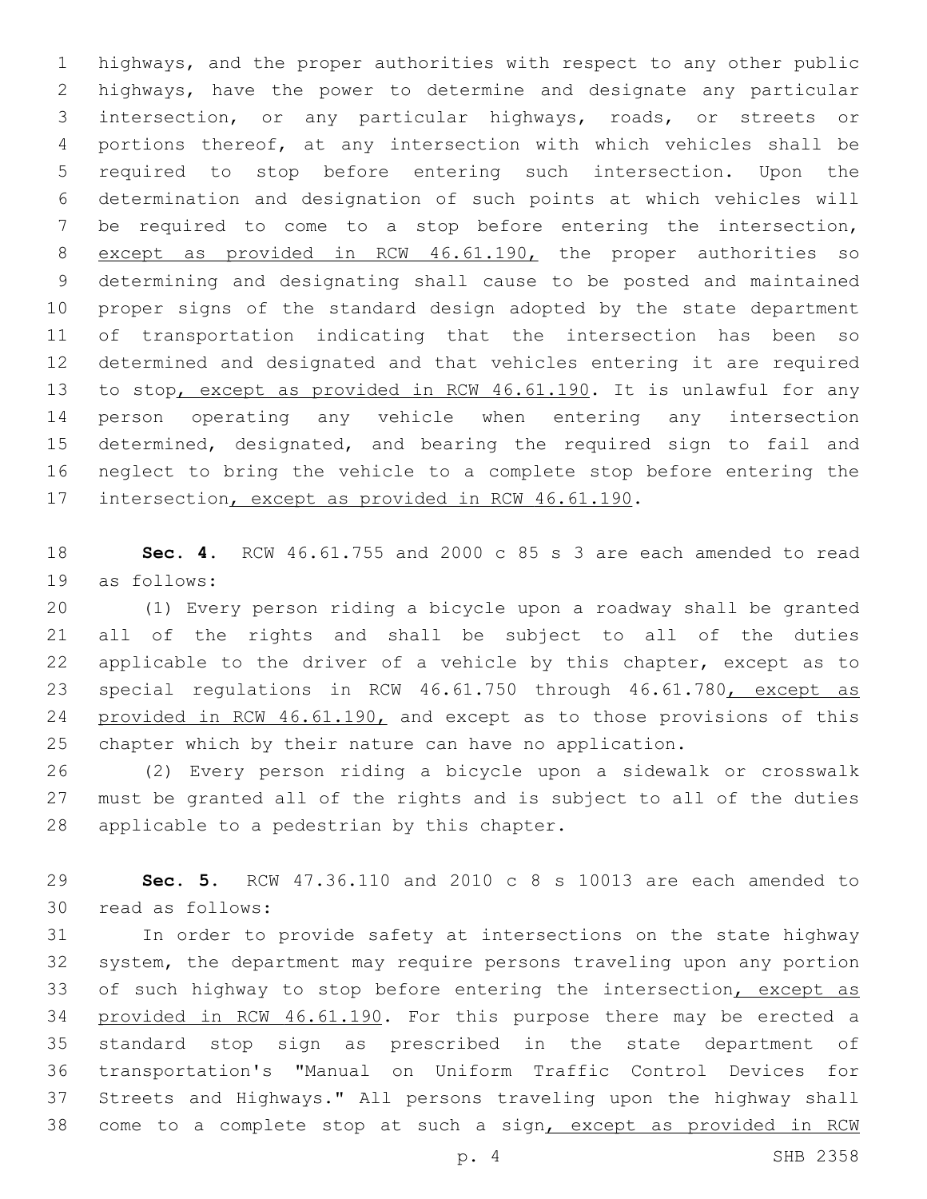highways, and the proper authorities with respect to any other public highways, have the power to determine and designate any particular intersection, or any particular highways, roads, or streets or portions thereof, at any intersection with which vehicles shall be required to stop before entering such intersection. Upon the determination and designation of such points at which vehicles will be required to come to a stop before entering the intersection, <u>except as provided in RCW 46.61.190,</u> the proper authorities so determining and designating shall cause to be posted and maintained proper signs of the standard design adopted by the state department of transportation indicating that the intersection has been so determined and designated and that vehicles entering it are required to stop<u>, except as provided in RCW 46.61.190</u>. It is unlawful for any person operating any vehicle when entering any intersection determined, designated, and bearing the required sign to fail and neglect to bring the vehicle to a complete stop before entering the intersection<u>, except as provided in RCW 46.61.190</u>.

**Sec. 4.** RCW 46.61.755 and 2000 c 85 s 3 are each amended to read as follows:

(1) Every person riding a bicycle upon a roadway shall be granted all of the rights and shall be subject to all of the duties applicable to the driver of a vehicle by this chapter, except as to special regulations in RCW 46.61.750 through 46.61.780<u>, except as provided in RCW 46.61.190,</u> and except as to those provisions of this chapter which by their nature can have no application.

(2) Every person riding a bicycle upon a sidewalk or crosswalk must be granted all of the rights and is subject to all of the duties applicable to a pedestrian by this chapter.

**Sec. 5.** RCW 47.36.110 and 2010 c 8 s 10013 are each amended to read as follows:

In order to provide safety at intersections on the state highway system, the department may require persons traveling upon any portion of such highway to stop before entering the intersection<u>, except as provided in RCW 46.61.190</u>. For this purpose there may be erected a standard stop sign as prescribed in the state department of transportation's "Manual on Uniform Traffic Control Devices for Streets and Highways." All persons traveling upon the highway shall come to a complete stop at such a sign<u>, except as provided in RCW</u>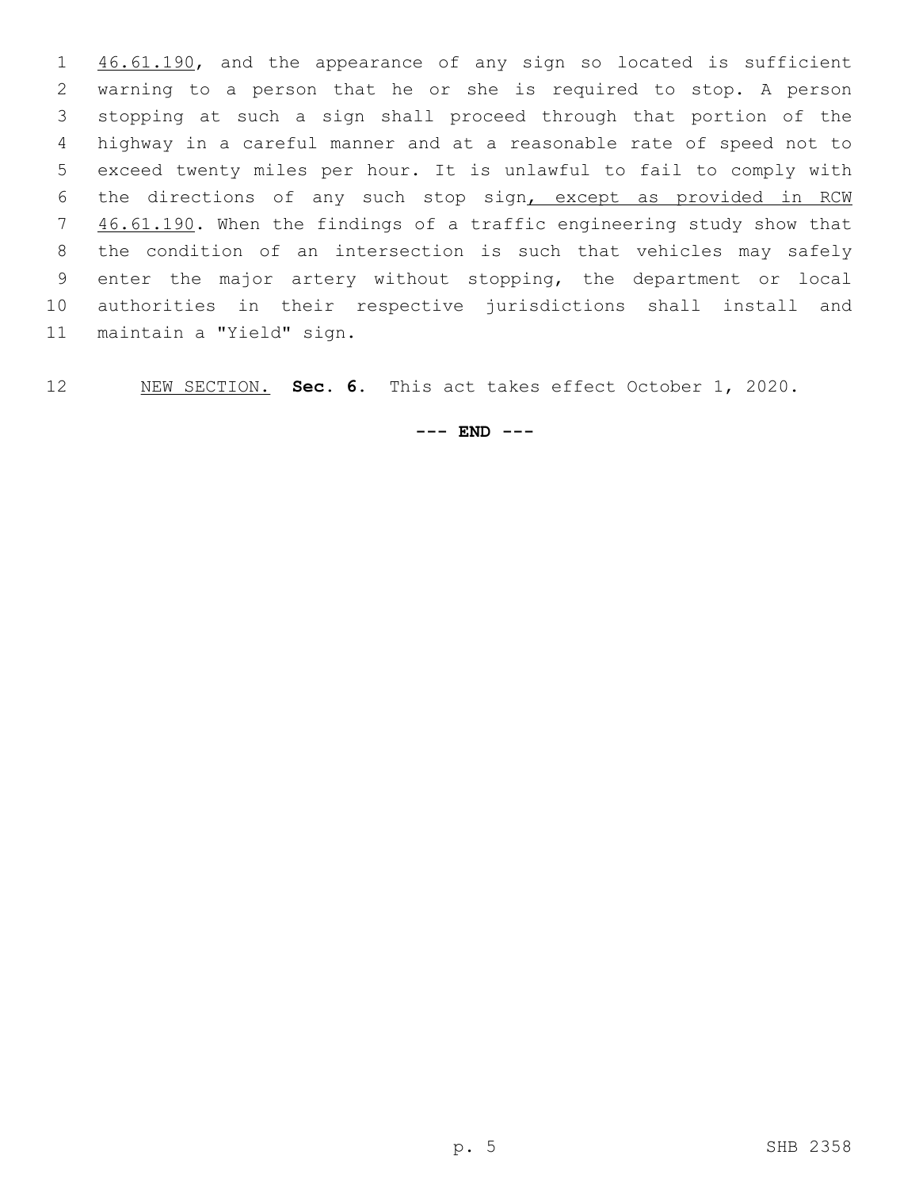46.61.190, and the appearance of any sign so located is sufficient warning to a person that he or she is required to stop. A person stopping at such a sign shall proceed through that portion of the highway in a careful manner and at a reasonable rate of speed not to exceed twenty miles per hour. It is unlawful to fail to comply with the directions of any such stop sign, except as provided in RCW 46.61.190. When the findings of a traffic engineering study show that the condition of an intersection is such that vehicles may safely enter the major artery without stopping, the department or local authorities in their respective jurisdictions shall install and maintain a "Yield" sign.

NEW SECTION. **Sec. 6.** This act takes effect October 1, 2020.

**--- END ---**